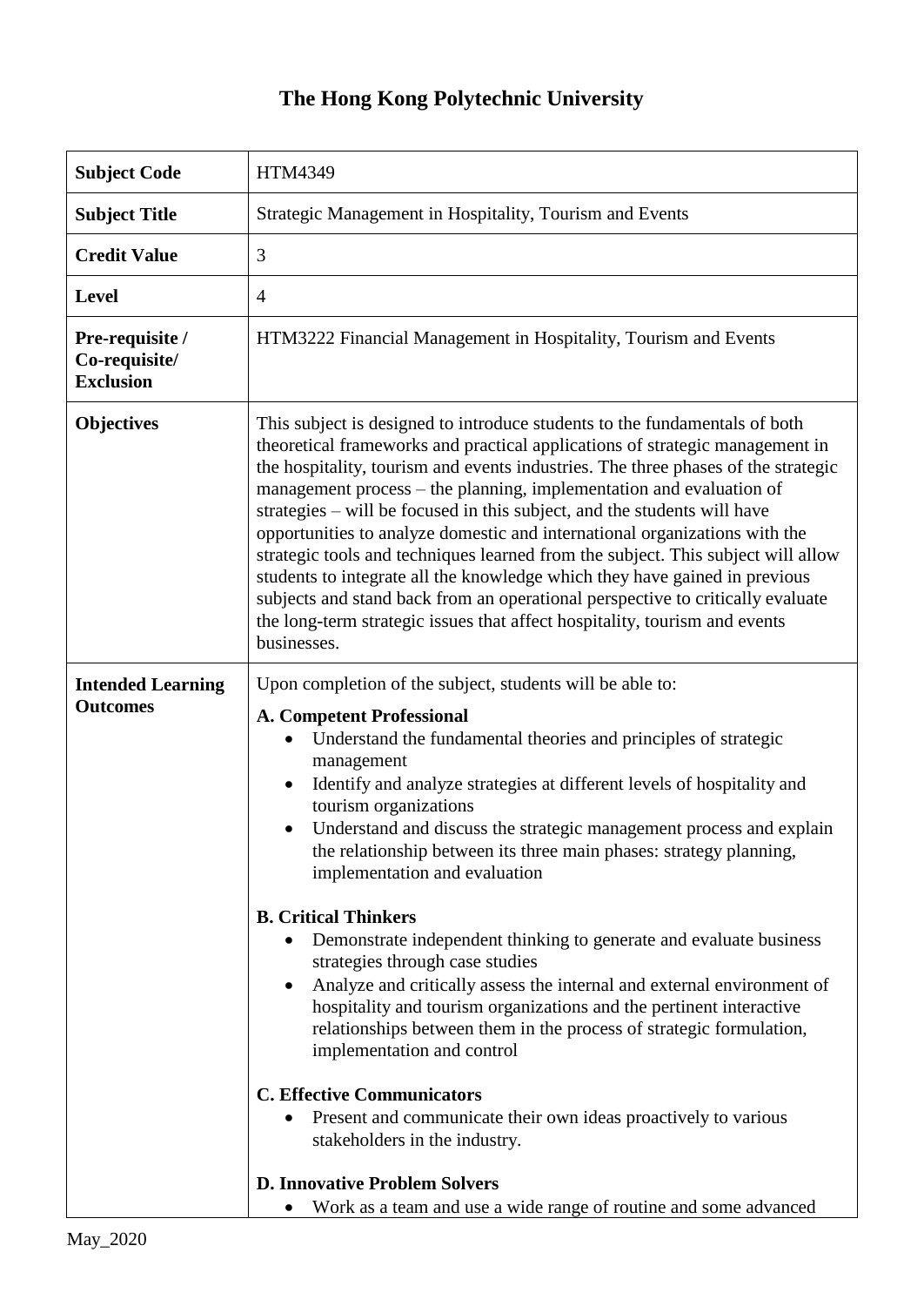# The Hong Kong Polytechnic University

| | |
|---|---|
| **Subject Code** | HTM4349 |
| **Subject Title** | Strategic Management in Hospitality, Tourism and Events |
| **Credit Value** | 3 |
| **Level** | 4 |
| **Pre-requisite / Co-requisite/ Exclusion** | HTM3222 Financial Management in Hospitality, Tourism and Events |
| **Objectives** | This subject is designed to introduce students to the fundamentals of both theoretical frameworks and practical applications of strategic management in the hospitality, tourism and events industries. The three phases of the strategic management process – the planning, implementation and evaluation of strategies – will be focused in this subject, and the students will have opportunities to analyze domestic and international organizations with the strategic tools and techniques learned from the subject. This subject will allow students to integrate all the knowledge which they have gained in previous subjects and stand back from an operational perspective to critically evaluate the long-term strategic issues that affect hospitality, tourism and events businesses. |
| **Intended Learning Outcomes** | Upon completion of the subject, students will be able to:<br><br>**A. Competent Professional**<br>• Understand the fundamental theories and principles of strategic management<br>• Identify and analyze strategies at different levels of hospitality and tourism organizations<br>• Understand and discuss the strategic management process and explain the relationship between its three main phases: strategy planning, implementation and evaluation<br><br>**B. Critical Thinkers**<br>• Demonstrate independent thinking to generate and evaluate business strategies through case studies<br>• Analyze and critically assess the internal and external environment of hospitality and tourism organizations and the pertinent interactive relationships between them in the process of strategic formulation, implementation and control<br><br>**C. Effective Communicators**<br>• Present and communicate their own ideas proactively to various stakeholders in the industry.<br><br>**D. Innovative Problem Solvers**<br>• Work as a team and use a wide range of routine and some advanced |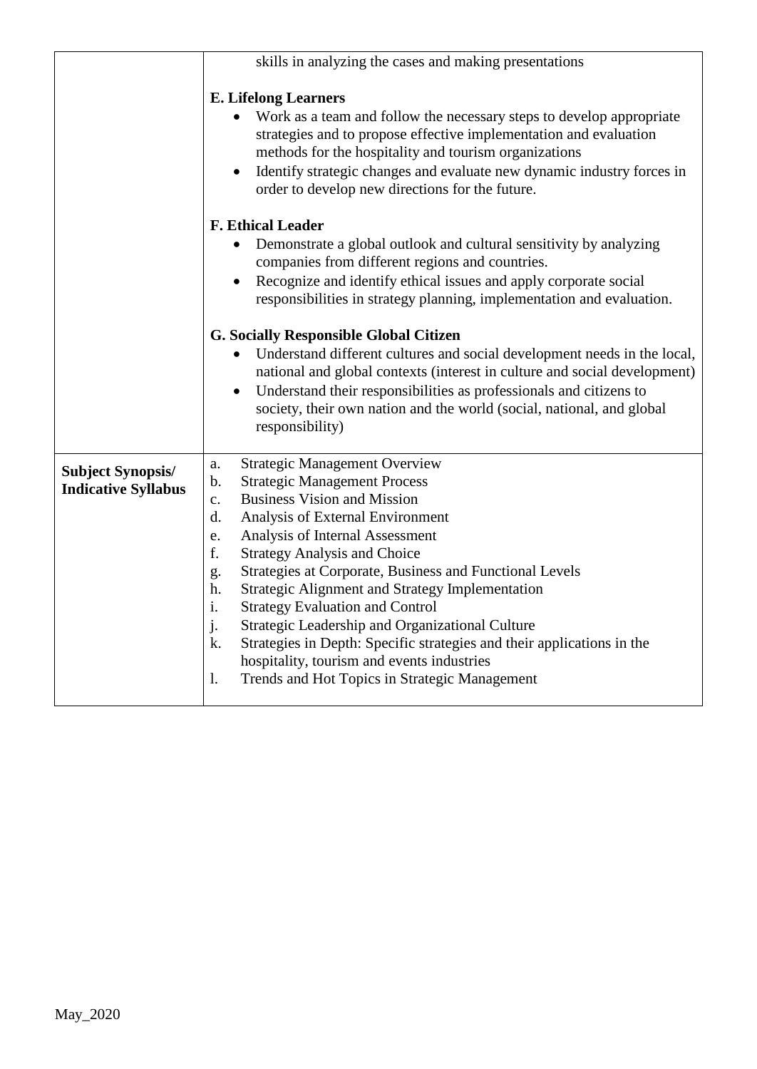| | |
|---|---|
| | skills in analyzing the cases and making presentations<br><br>**E. Lifelong Learners**<br>• Work as a team and follow the necessary steps to develop appropriate strategies and to propose effective implementation and evaluation methods for the hospitality and tourism organizations<br>• Identify strategic changes and evaluate new dynamic industry forces in order to develop new directions for the future.<br><br>**F. Ethical Leader**<br>• Demonstrate a global outlook and cultural sensitivity by analyzing companies from different regions and countries.<br>• Recognize and identify ethical issues and apply corporate social responsibilities in strategy planning, implementation and evaluation.<br><br>**G. Socially Responsible Global Citizen**<br>• Understand different cultures and social development needs in the local, national and global contexts (interest in culture and social development)<br>• Understand their responsibilities as professionals and citizens to society, their own nation and the world (social, national, and global responsibility) |
| **Subject Synopsis/ Indicative Syllabus** | a. Strategic Management Overview<br>b. Strategic Management Process<br>c. Business Vision and Mission<br>d. Analysis of External Environment<br>e. Analysis of Internal Assessment<br>f. Strategy Analysis and Choice<br>g. Strategies at Corporate, Business and Functional Levels<br>h. Strategic Alignment and Strategy Implementation<br>i. Strategy Evaluation and Control<br>j. Strategic Leadership and Organizational Culture<br>k. Strategies in Depth: Specific strategies and their applications in the hospitality, tourism and events industries<br>l. Trends and Hot Topics in Strategic Management |

May_2020